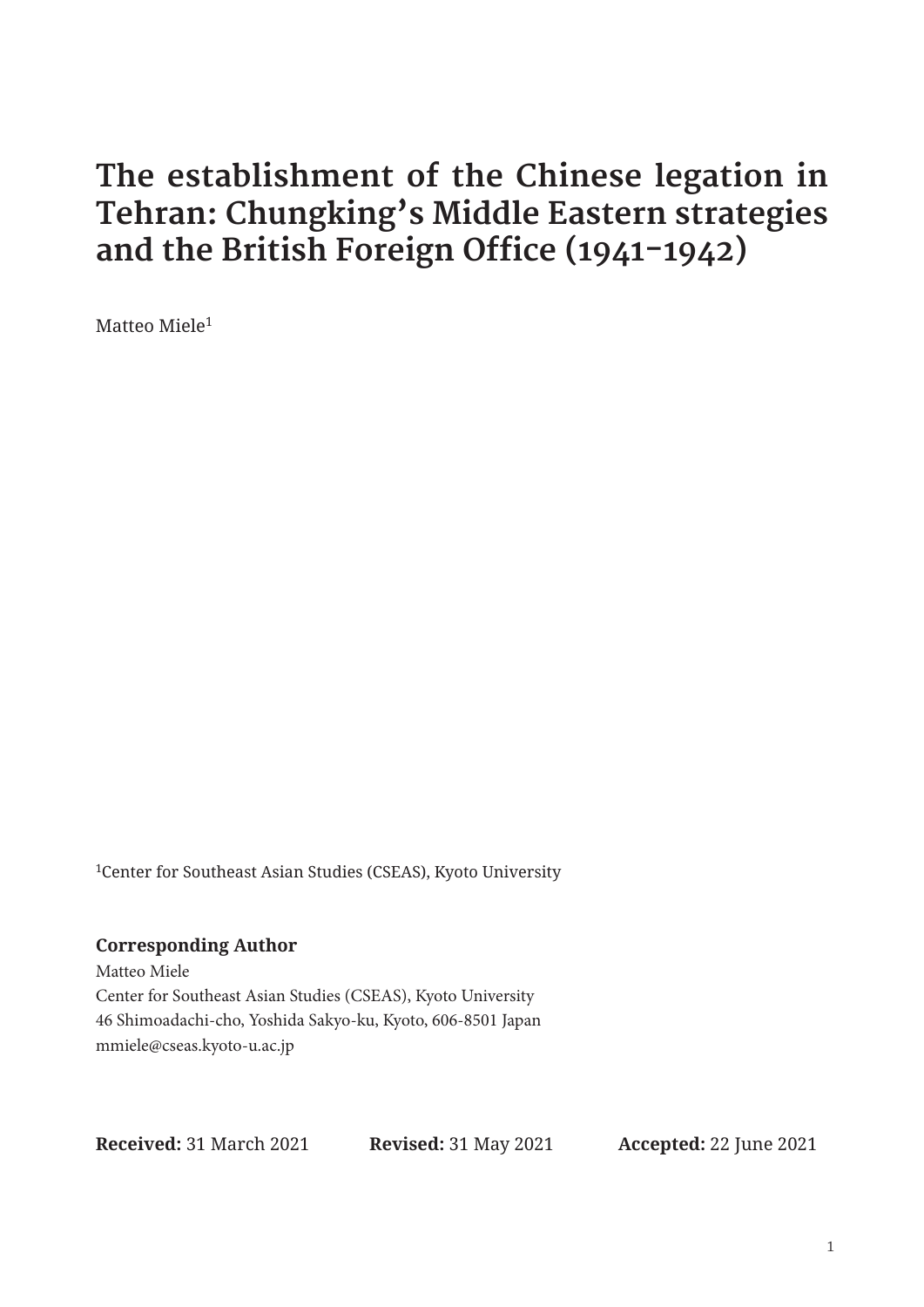# The establishment of the Chinese legation in Tehran: Chungking's Middle Eastern strategies and the British Foreign Office (1941-1942)

Matteo Miele[1]

[1]Center for Southeast Asian Studies (CSEAS), Kyoto University

**Corresponding Author**

Matteo Miele
Center for Southeast Asian Studies (CSEAS), Kyoto University
46 Shimoadachi-cho, Yoshida Sakyo-ku, Kyoto, 606-8501 Japan
mmiele@cseas.kyoto-u.ac.jp

**Received:** 31 March 2021 **Revised:** 31 May 2021 **Accepted:** 22 June 2021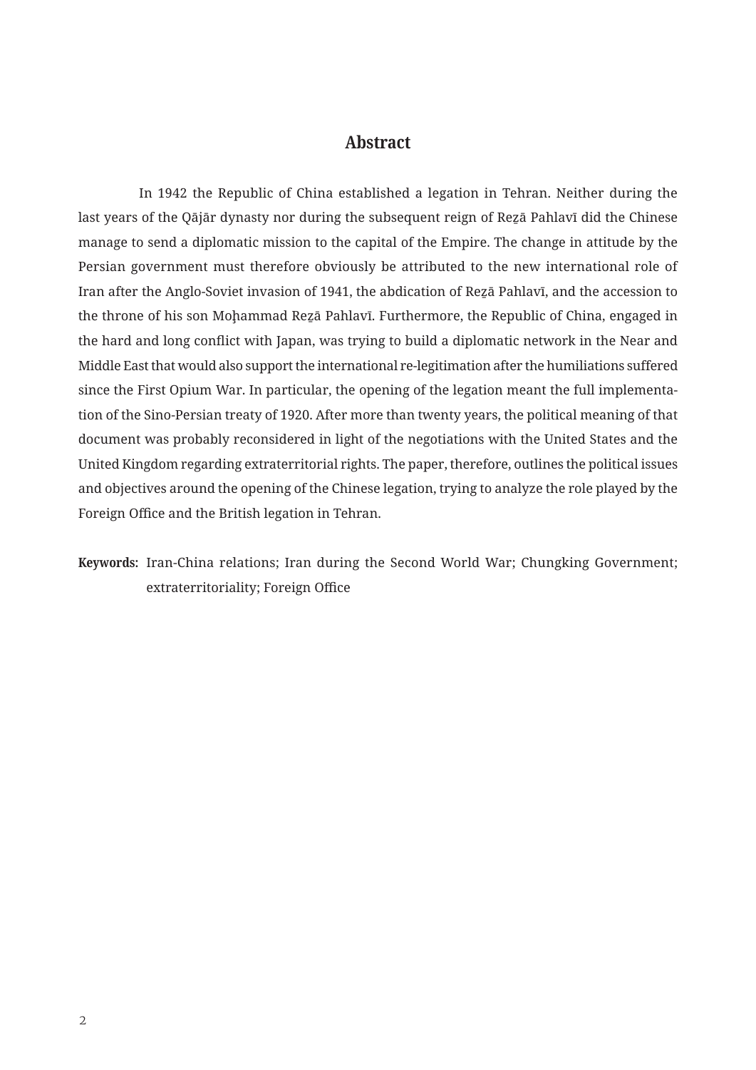## Abstract

In 1942 the Republic of China established a legation in Tehran. Neither during the last years of the Qājār dynasty nor during the subsequent reign of Reẕā Pahlavī did the Chinese manage to send a diplomatic mission to the capital of the Empire. The change in attitude by the Persian government must therefore obviously be attributed to the new international role of Iran after the Anglo-Soviet invasion of 1941, the abdication of Reẕā Pahlavī, and the accession to the throne of his son Moḥammad Reẕā Pahlavī. Furthermore, the Republic of China, engaged in the hard and long conflict with Japan, was trying to build a diplomatic network in the Near and Middle East that would also support the international re-legitimation after the humiliations suffered since the First Opium War. In particular, the opening of the legation meant the full implementation of the Sino-Persian treaty of 1920. After more than twenty years, the political meaning of that document was probably reconsidered in light of the negotiations with the United States and the United Kingdom regarding extraterritorial rights. The paper, therefore, outlines the political issues and objectives around the opening of the Chinese legation, trying to analyze the role played by the Foreign Office and the British legation in Tehran.

**Keywords:** Iran-China relations; Iran during the Second World War; Chungking Government; extraterritoriality; Foreign Office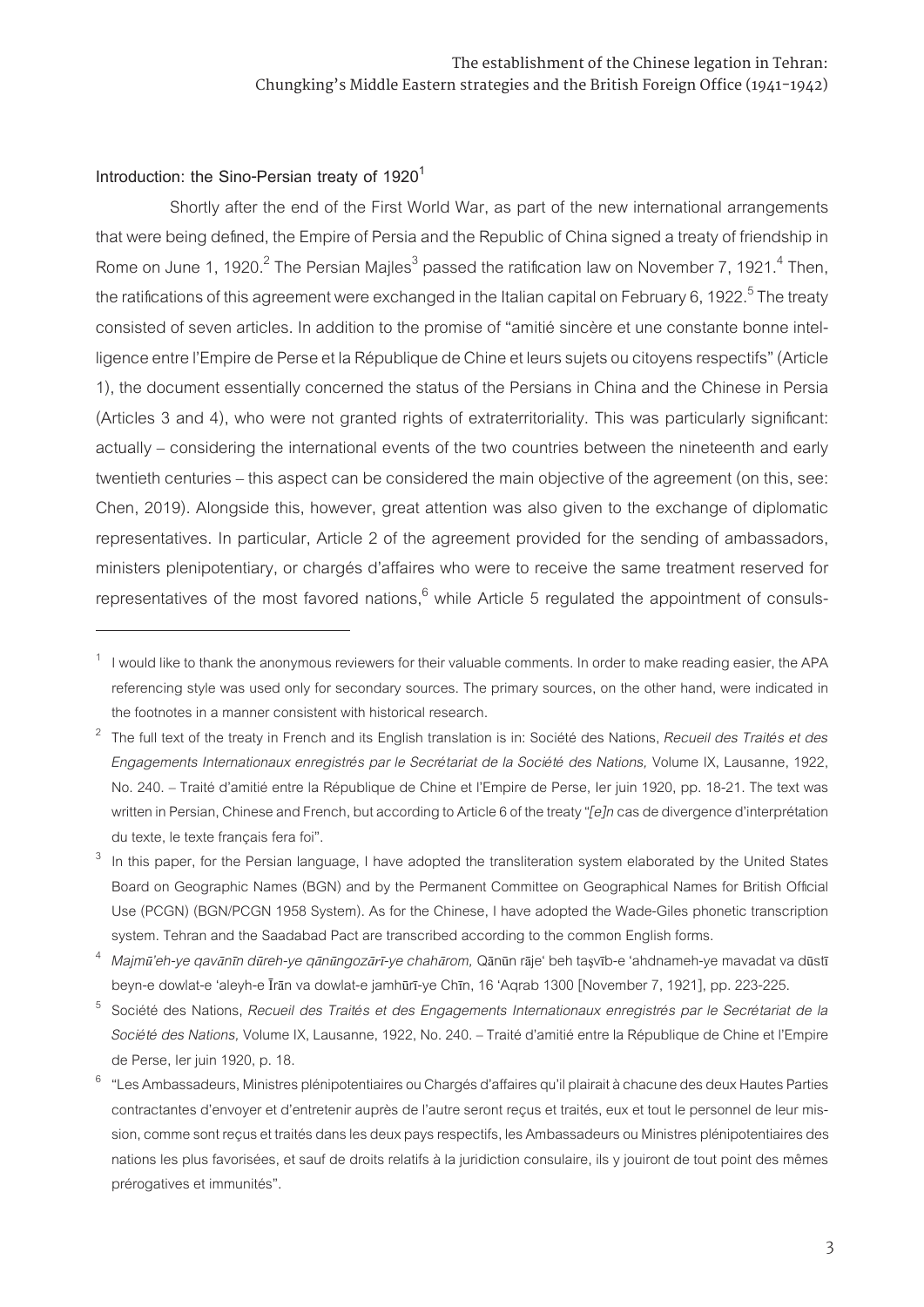## Introduction: the Sino-Persian treaty of 1920[1]

Shortly after the end of the First World War, as part of the new international arrangements that were being defined, the Empire of Persia and the Republic of China signed a treaty of friendship in Rome on June 1, 1920.[2] The Persian Majles[3] passed the ratification law on November 7, 1921.[4] Then, the ratifications of this agreement were exchanged in the Italian capital on February 6, 1922.[5] The treaty consisted of seven articles. In addition to the promise of "amitié sincère et une constante bonne intelligence entre l'Empire de Perse et la République de Chine et leurs sujets ou citoyens respectifs" (Article 1), the document essentially concerned the status of the Persians in China and the Chinese in Persia (Articles 3 and 4), who were not granted rights of extraterritoriality. This was particularly significant: actually – considering the international events of the two countries between the nineteenth and early twentieth centuries – this aspect can be considered the main objective of the agreement (on this, see: Chen, 2019). Alongside this, however, great attention was also given to the exchange of diplomatic representatives. In particular, Article 2 of the agreement provided for the sending of ambassadors, ministers plenipotentiary, or chargés d'affaires who were to receive the same treatment reserved for representatives of the most favored nations,[6] while Article 5 regulated the appointment of consuls-

---

[1] I would like to thank the anonymous reviewers for their valuable comments. In order to make reading easier, the APA referencing style was used only for secondary sources. The primary sources, on the other hand, were indicated in the footnotes in a manner consistent with historical research.

[2] The full text of the treaty in French and its English translation is in: Société des Nations, *Recueil des Traités et des Engagements Internationaux enregistrés par le Secrétariat de la Société des Nations,* Volume IX, Lausanne, 1922, No. 240. – Traité d'amitié entre la République de Chine et l'Empire de Perse, Ier juin 1920, pp. 18-21. The text was written in Persian, Chinese and French, but according to Article 6 of the treaty "*[e]n* cas de divergence d'interprétation du texte, le texte français fera foi".

[3] In this paper, for the Persian language, I have adopted the transliteration system elaborated by the United States Board on Geographic Names (BGN) and by the Permanent Committee on Geographical Names for British Official Use (PCGN) (BGN/PCGN 1958 System). As for the Chinese, I have adopted the Wade-Giles phonetic transcription system. Tehran and the Saadabad Pact are transcribed according to the common English forms.

[4] *Majmū'eh-ye qavānīn dūreh-ye qānūngozārī-ye chahārom,* Qānūn rāje' beh taṣvīb-e 'ahdnameh-ye mavadat va dūstī beyn-e dowlat-e 'aleyh-e Īrān va dowlat-e jamhūrī-ye Chīn, 16 'Aqrab 1300 [November 7, 1921], pp. 223-225.

[5] Société des Nations, *Recueil des Traités et des Engagements Internationaux enregistrés par le Secrétariat de la Société des Nations,* Volume IX, Lausanne, 1922, No. 240. – Traité d'amitié entre la République de Chine et l'Empire de Perse, Ier juin 1920, p. 18.

[6] "Les Ambassadeurs, Ministres plénipotentiaires ou Chargés d'affaires qu'il plairait à chacune des deux Hautes Parties contractantes d'envoyer et d'entretenir auprès de l'autre seront reçus et traités, eux et tout le personnel de leur mission, comme sont reçus et traités dans les deux pays respectifs, les Ambassadeurs ou Ministres plénipotentiaires des nations les plus favorisées, et sauf de droits relatifs à la juridiction consulaire, ils y jouiront de tout point des mêmes prérogatives et immunités".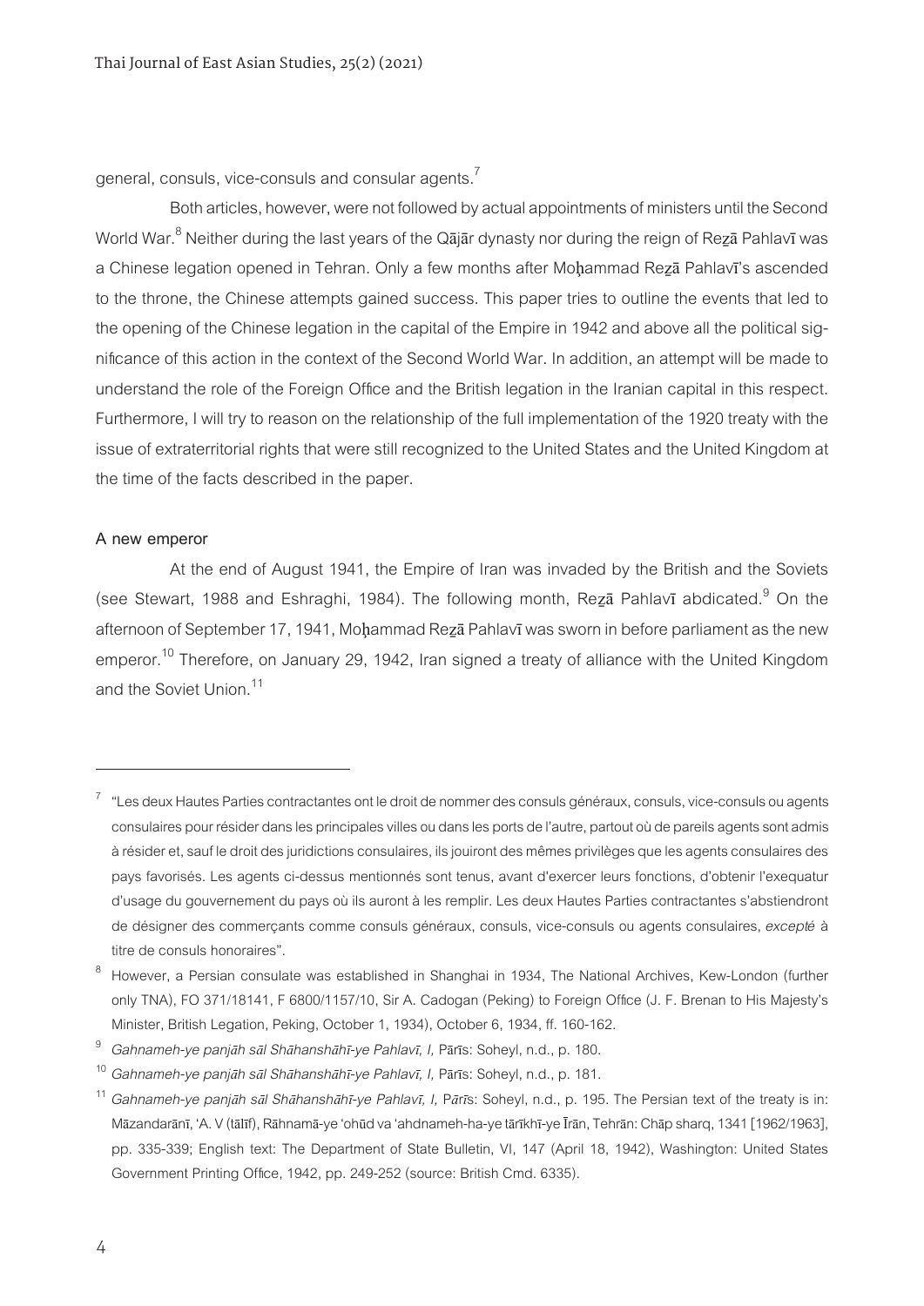general, consuls, vice-consuls and consular agents.[7]

Both articles, however, were not followed by actual appointments of ministers until the Second World War.[8] Neither during the last years of the Qājār dynasty nor during the reign of Reẕā Pahlavī was a Chinese legation opened in Tehran. Only a few months after Moḥammad Reẕā Pahlavī's ascended to the throne, the Chinese attempts gained success. This paper tries to outline the events that led to the opening of the Chinese legation in the capital of the Empire in 1942 and above all the political significance of this action in the context of the Second World War. In addition, an attempt will be made to understand the role of the Foreign Office and the British legation in the Iranian capital in this respect. Furthermore, I will try to reason on the relationship of the full implementation of the 1920 treaty with the issue of extraterritorial rights that were still recognized to the United States and the United Kingdom at the time of the facts described in the paper.

## A new emperor

At the end of August 1941, the Empire of Iran was invaded by the British and the Soviets (see Stewart, 1988 and Eshraghi, 1984). The following month, Reẕā Pahlavī abdicated.[9] On the afternoon of September 17, 1941, Moḥammad Reẕā Pahlavī was sworn in before parliament as the new emperor.[10] Therefore, on January 29, 1942, Iran signed a treaty of alliance with the United Kingdom and the Soviet Union.[11]

---

[7] "Les deux Hautes Parties contractantes ont le droit de nommer des consuls généraux, consuls, vice-consuls ou agents consulaires pour résider dans les principales villes ou dans les ports de l'autre, partout où de pareils agents sont admis à résider et, sauf le droit des juridictions consulaires, ils jouiront des mêmes privilèges que les agents consulaires des pays favorisés. Les agents ci-dessus mentionnés sont tenus, avant d'exercer leurs fonctions, d'obtenir l'exequatur d'usage du gouvernement du pays où ils auront à les remplir. Les deux Hautes Parties contractantes s'abstiendront de désigner des commerçants comme consuls généraux, consuls, vice-consuls ou agents consulaires, *excepté* à titre de consuls honoraires".

[8] However, a Persian consulate was established in Shanghai in 1934, The National Archives, Kew-London (further only TNA), FO 371/18141, F 6800/1157/10, Sir A. Cadogan (Peking) to Foreign Office (J. F. Brenan to His Majesty's Minister, British Legation, Peking, October 1, 1934), October 6, 1934, ff. 160-162.

[9] *Gahnameh-ye panjāh sāl Shāhanshāhī-ye Pahlavī, I,* Pārīs: Soheyl, n.d., p. 180.

[10] *Gahnameh-ye panjāh sāl Shāhanshāhī-ye Pahlavī, I,* Pārīs: Soheyl, n.d., p. 181.

[11] *Gahnameh-ye panjāh sāl Shāhanshāhī-ye Pahlavī, I,* Pārīs: Soheyl, n.d., p. 195. The Persian text of the treaty is in: Māzandarānī, 'A. V (tālīf), Rāhnamā-ye 'ohūd va 'ahdnameh-ha-ye tārīkhī-ye Īrān, Tehrān: Chāp sharq, 1341 [1962/1963], pp. 335-339; English text: The Department of State Bulletin, VI, 147 (April 18, 1942), Washington: United States Government Printing Office, 1942, pp. 249-252 (source: British Cmd. 6335).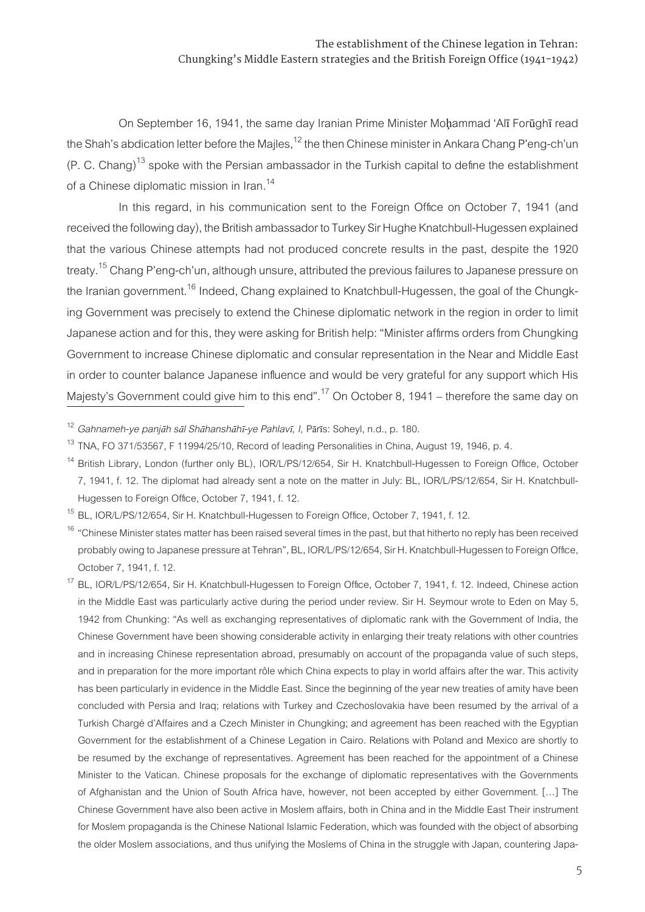On September 16, 1941, the same day Iranian Prime Minister Moḥammad ʻAlī Forūghī read the Shah's abdication letter before the Majles,[12] the then Chinese minister in Ankara Chang P'eng-ch'un (P. C. Chang)[13] spoke with the Persian ambassador in the Turkish capital to define the establishment of a Chinese diplomatic mission in Iran.[14]

In this regard, in his communication sent to the Foreign Office on October 7, 1941 (and received the following day), the British ambassador to Turkey Sir Hughe Knatchbull-Hugessen explained that the various Chinese attempts had not produced concrete results in the past, despite the 1920 treaty.[15] Chang P'eng-ch'un, although unsure, attributed the previous failures to Japanese pressure on the Iranian government.[16] Indeed, Chang explained to Knatchbull-Hugessen, the goal of the Chungking Government was precisely to extend the Chinese diplomatic network in the region in order to limit Japanese action and for this, they were asking for British help: "Minister affirms orders from Chungking Government to increase Chinese diplomatic and consular representation in the Near and Middle East in order to counter balance Japanese influence and would be very grateful for any support which His Majesty's Government could give him to this end".[17] On October 8, 1941 – therefore the same day on

---

[12] *Gahnameh-ye panjāh sāl Shāhanshāhī-ye Pahlavī, I,* Pārīs: Soheyl, n.d., p. 180.

[13] TNA, FO 371/53567, F 11994/25/10, Record of leading Personalities in China, August 19, 1946, p. 4.

[14] British Library, London (further only BL), IOR/L/PS/12/654, Sir H. Knatchbull-Hugessen to Foreign Office, October 7, 1941, f. 12. The diplomat had already sent a note on the matter in July: BL, IOR/L/PS/12/654, Sir H. Knatchbull-Hugessen to Foreign Office, October 7, 1941, f. 12.

[15] BL, IOR/L/PS/12/654, Sir H. Knatchbull-Hugessen to Foreign Office, October 7, 1941, f. 12.

[16] "Chinese Minister states matter has been raised several times in the past, but that hitherto no reply has been received probably owing to Japanese pressure at Tehran", BL, IOR/L/PS/12/654, Sir H. Knatchbull-Hugessen to Foreign Office, October 7, 1941, f. 12.

[17] BL, IOR/L/PS/12/654, Sir H. Knatchbull-Hugessen to Foreign Office, October 7, 1941, f. 12. Indeed, Chinese action in the Middle East was particularly active during the period under review. Sir H. Seymour wrote to Eden on May 5, 1942 from Chunking: "As well as exchanging representatives of diplomatic rank with the Government of India, the Chinese Government have been showing considerable activity in enlarging their treaty relations with other countries and in increasing Chinese representation abroad, presumably on account of the propaganda value of such steps, and in preparation for the more important rôle which China expects to play in world affairs after the war. This activity has been particularly in evidence in the Middle East. Since the beginning of the year new treaties of amity have been concluded with Persia and Iraq; relations with Turkey and Czechoslovakia have been resumed by the arrival of a Turkish Chargé d'Affaires and a Czech Minister in Chungking; and agreement has been reached with the Egyptian Government for the establishment of a Chinese Legation in Cairo. Relations with Poland and Mexico are shortly to be resumed by the exchange of representatives. Agreement has been reached for the appointment of a Chinese Minister to the Vatican. Chinese proposals for the exchange of diplomatic representatives with the Governments of Afghanistan and the Union of South Africa have, however, not been accepted by either Government. […] The Chinese Government have also been active in Moslem affairs, both in China and in the Middle East Their instrument for Moslem propaganda is the Chinese National Islamic Federation, which was founded with the object of absorbing the older Moslem associations, and thus unifying the Moslems of China in the struggle with Japan, countering Japa-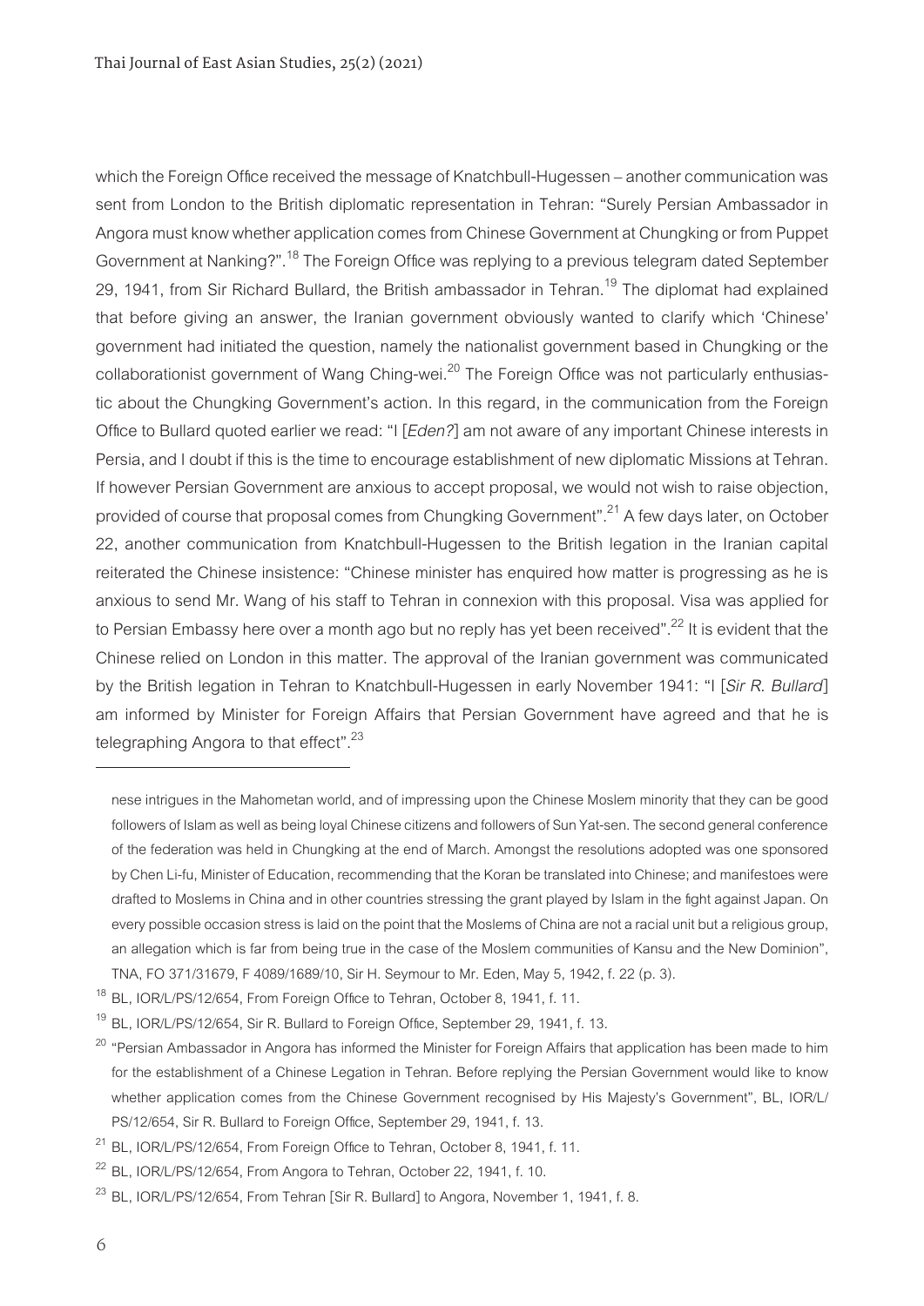which the Foreign Office received the message of Knatchbull-Hugessen – another communication was sent from London to the British diplomatic representation in Tehran: "Surely Persian Ambassador in Angora must know whether application comes from Chinese Government at Chungking or from Puppet Government at Nanking?".[18] The Foreign Office was replying to a previous telegram dated September 29, 1941, from Sir Richard Bullard, the British ambassador in Tehran.[19] The diplomat had explained that before giving an answer, the Iranian government obviously wanted to clarify which 'Chinese' government had initiated the question, namely the nationalist government based in Chungking or the collaborationist government of Wang Ching-wei.[20] The Foreign Office was not particularly enthusiastic about the Chungking Government's action. In this regard, in the communication from the Foreign Office to Bullard quoted earlier we read: "I [*Eden?*] am not aware of any important Chinese interests in Persia, and I doubt if this is the time to encourage establishment of new diplomatic Missions at Tehran. If however Persian Government are anxious to accept proposal, we would not wish to raise objection, provided of course that proposal comes from Chungking Government".[21] A few days later, on October 22, another communication from Knatchbull-Hugessen to the British legation in the Iranian capital reiterated the Chinese insistence: "Chinese minister has enquired how matter is progressing as he is anxious to send Mr. Wang of his staff to Tehran in connexion with this proposal. Visa was applied for to Persian Embassy here over a month ago but no reply has yet been received".[22] It is evident that the Chinese relied on London in this matter. The approval of the Iranian government was communicated by the British legation in Tehran to Knatchbull-Hugessen in early November 1941: "I [*Sir R. Bullard*] am informed by Minister for Foreign Affairs that Persian Government have agreed and that he is telegraphing Angora to that effect".[23]

---

nese intrigues in the Mahometan world, and of impressing upon the Chinese Moslem minority that they can be good followers of Islam as well as being loyal Chinese citizens and followers of Sun Yat-sen. The second general conference of the federation was held in Chungking at the end of March. Amongst the resolutions adopted was one sponsored by Chen Li-fu, Minister of Education, recommending that the Koran be translated into Chinese; and manifestoes were drafted to Moslems in China and in other countries stressing the grant played by Islam in the fight against Japan. On every possible occasion stress is laid on the point that the Moslems of China are not a racial unit but a religious group, an allegation which is far from being true in the case of the Moslem communities of Kansu and the New Dominion", TNA, FO 371/31679, F 4089/1689/10, Sir H. Seymour to Mr. Eden, May 5, 1942, f. 22 (p. 3).

[18] BL, IOR/L/PS/12/654, From Foreign Office to Tehran, October 8, 1941, f. 11.

[19] BL, IOR/L/PS/12/654, Sir R. Bullard to Foreign Office, September 29, 1941, f. 13.

[20] "Persian Ambassador in Angora has informed the Minister for Foreign Affairs that application has been made to him for the establishment of a Chinese Legation in Tehran. Before replying the Persian Government would like to know whether application comes from the Chinese Government recognised by His Majesty's Government", BL, IOR/L/PS/12/654, Sir R. Bullard to Foreign Office, September 29, 1941, f. 13.

[21] BL, IOR/L/PS/12/654, From Foreign Office to Tehran, October 8, 1941, f. 11.

[22] BL, IOR/L/PS/12/654, From Angora to Tehran, October 22, 1941, f. 10.

[23] BL, IOR/L/PS/12/654, From Tehran [Sir R. Bullard] to Angora, November 1, 1941, f. 8.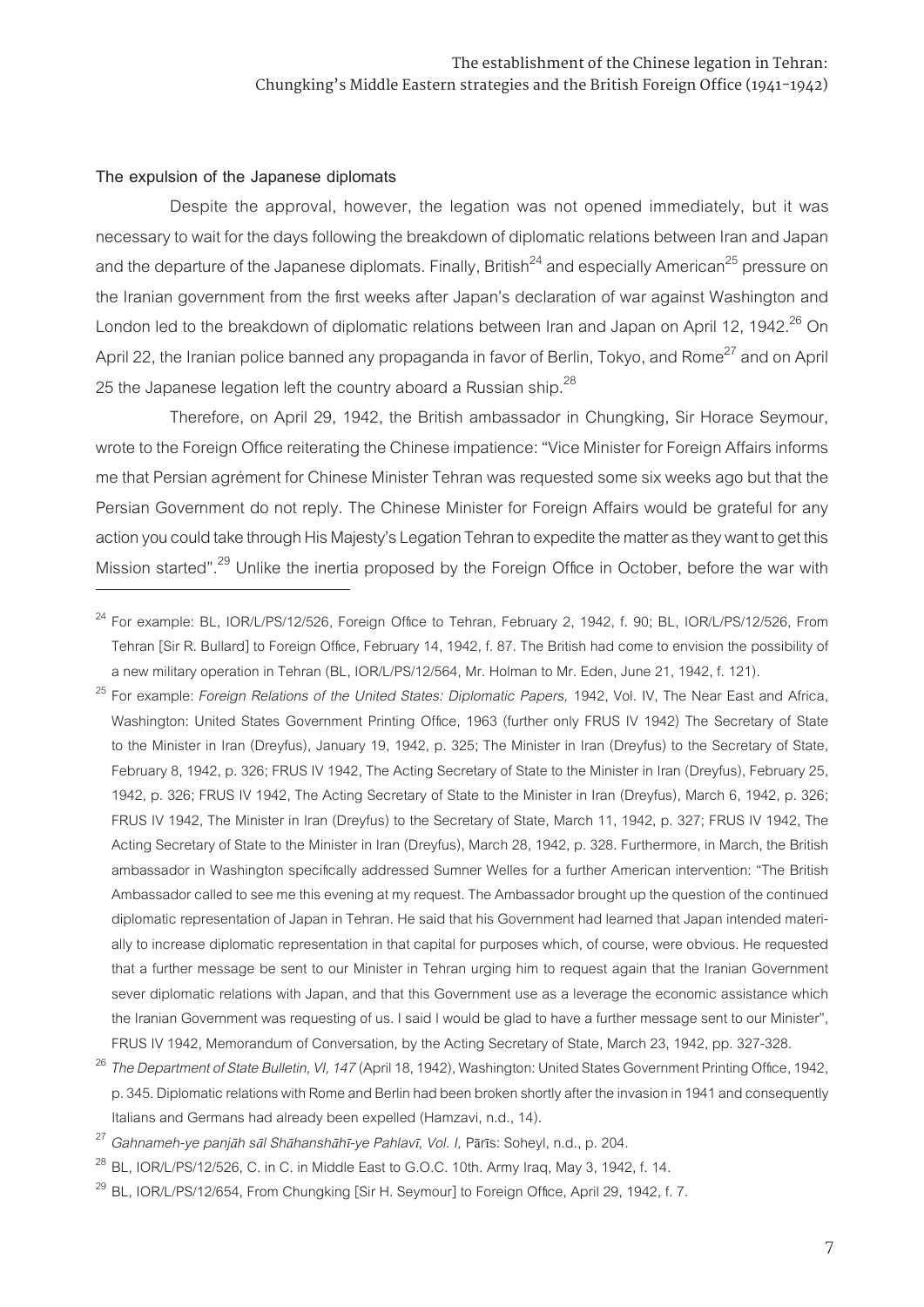### The expulsion of the Japanese diplomats

Despite the approval, however, the legation was not opened immediately, but it was necessary to wait for the days following the breakdown of diplomatic relations between Iran and Japan and the departure of the Japanese diplomats. Finally, British[24] and especially American[25] pressure on the Iranian government from the first weeks after Japan's declaration of war against Washington and London led to the breakdown of diplomatic relations between Iran and Japan on April 12, 1942.[26] On April 22, the Iranian police banned any propaganda in favor of Berlin, Tokyo, and Rome[27] and on April 25 the Japanese legation left the country aboard a Russian ship.[28]

Therefore, on April 29, 1942, the British ambassador in Chungking, Sir Horace Seymour, wrote to the Foreign Office reiterating the Chinese impatience: "Vice Minister for Foreign Affairs informs me that Persian agrément for Chinese Minister Tehran was requested some six weeks ago but that the Persian Government do not reply. The Chinese Minister for Foreign Affairs would be grateful for any action you could take through His Majesty's Legation Tehran to expedite the matter as they want to get this Mission started".[29] Unlike the inertia proposed by the Foreign Office in October, before the war with

---

[24] For example: BL, IOR/L/PS/12/526, Foreign Office to Tehran, February 2, 1942, f. 90; BL, IOR/L/PS/12/526, From Tehran [Sir R. Bullard] to Foreign Office, February 14, 1942, f. 87. The British had come to envision the possibility of a new military operation in Tehran (BL, IOR/L/PS/12/564, Mr. Holman to Mr. Eden, June 21, 1942, f. 121).

[25] For example: *Foreign Relations of the United States: Diplomatic Papers,* 1942, Vol. IV, The Near East and Africa, Washington: United States Government Printing Office, 1963 (further only FRUS IV 1942) The Secretary of State to the Minister in Iran (Dreyfus), January 19, 1942, p. 325; The Minister in Iran (Dreyfus) to the Secretary of State, February 8, 1942, p. 326; FRUS IV 1942, The Acting Secretary of State to the Minister in Iran (Dreyfus), February 25, 1942, p. 326; FRUS IV 1942, The Acting Secretary of State to the Minister in Iran (Dreyfus), March 6, 1942, p. 326; FRUS IV 1942, The Minister in Iran (Dreyfus) to the Secretary of State, March 11, 1942, p. 327; FRUS IV 1942, The Acting Secretary of State to the Minister in Iran (Dreyfus), March 28, 1942, p. 328. Furthermore, in March, the British ambassador in Washington specifically addressed Sumner Welles for a further American intervention: "The British Ambassador called to see me this evening at my request. The Ambassador brought up the question of the continued diplomatic representation of Japan in Tehran. He said that his Government had learned that Japan intended materially to increase diplomatic representation in that capital for purposes which, of course, were obvious. He requested that a further message be sent to our Minister in Tehran urging him to request again that the Iranian Government sever diplomatic relations with Japan, and that this Government use as a leverage the economic assistance which the Iranian Government was requesting of us. I said I would be glad to have a further message sent to our Minister", FRUS IV 1942, Memorandum of Conversation, by the Acting Secretary of State, March 23, 1942, pp. 327-328.

[26] *The Department of State Bulletin, VI, 147* (April 18, 1942), Washington: United States Government Printing Office, 1942, p. 345. Diplomatic relations with Rome and Berlin had been broken shortly after the invasion in 1941 and consequently Italians and Germans had already been expelled (Hamzavi, n.d., 14).

[27] *Gahnameh-ye panjāh sāl Shāhanshāhī-ye Pahlavī, Vol. I,* Pārīs: Soheyl, n.d., p. 204.

[28] BL, IOR/L/PS/12/526, C. in C. in Middle East to G.O.C. 10th. Army Iraq, May 3, 1942, f. 14.

[29] BL, IOR/L/PS/12/654, From Chungking [Sir H. Seymour] to Foreign Office, April 29, 1942, f. 7.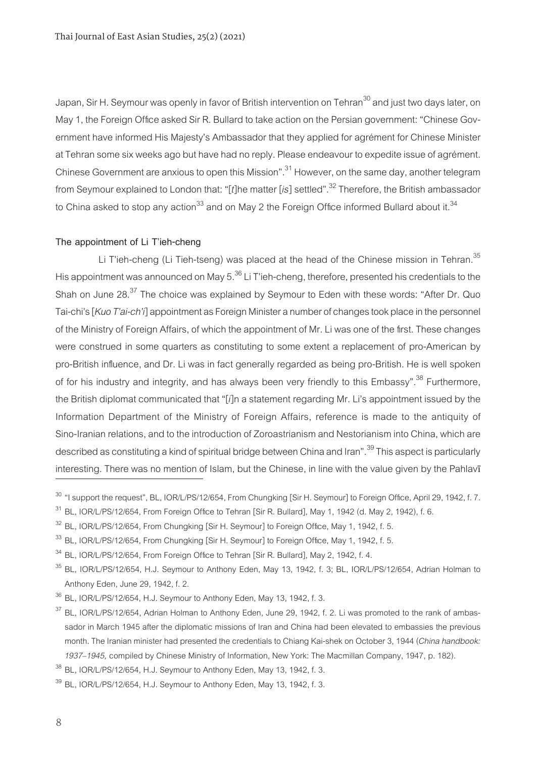Japan, Sir H. Seymour was openly in favor of British intervention on Tehran[30] and just two days later, on May 1, the Foreign Office asked Sir R. Bullard to take action on the Persian government: "Chinese Government have informed His Majesty's Ambassador that they applied for agrément for Chinese Minister at Tehran some six weeks ago but have had no reply. Please endeavour to expedite issue of agrément. Chinese Government are anxious to open this Mission".[31] However, on the same day, another telegram from Seymour explained to London that: "[*t*]he matter [*is*] settled".[32] Therefore, the British ambassador to China asked to stop any action[33] and on May 2 the Foreign Office informed Bullard about it.[34]

### The appointment of Li T'ieh-cheng

Li T'ieh-cheng (Li Tieh-tseng) was placed at the head of the Chinese mission in Tehran.[35] His appointment was announced on May 5.[36] Li T'ieh-cheng, therefore, presented his credentials to the Shah on June 28.[37] The choice was explained by Seymour to Eden with these words: "After Dr. Quo Tai-chi's [*Kuo T'ai-ch'i*] appointment as Foreign Minister a number of changes took place in the personnel of the Ministry of Foreign Affairs, of which the appointment of Mr. Li was one of the first. These changes were construed in some quarters as constituting to some extent a replacement of pro-American by pro-British influence, and Dr. Li was in fact generally regarded as being pro-British. He is well spoken of for his industry and integrity, and has always been very friendly to this Embassy".[38] Furthermore, the British diplomat communicated that "[*i*]n a statement regarding Mr. Li's appointment issued by the Information Department of the Ministry of Foreign Affairs, reference is made to the antiquity of Sino-Iranian relations, and to the introduction of Zoroastrianism and Nestorianism into China, which are described as constituting a kind of spiritual bridge between China and Iran".[39] This aspect is particularly interesting. There was no mention of Islam, but the Chinese, in line with the value given by the Pahlavī

---

[30] "I support the request", BL, IOR/L/PS/12/654, From Chungking [Sir H. Seymour] to Foreign Office, April 29, 1942, f. 7.

[31] BL, IOR/L/PS/12/654, From Foreign Office to Tehran [Sir R. Bullard], May 1, 1942 (d. May 2, 1942), f. 6.

[32] BL, IOR/L/PS/12/654, From Chungking [Sir H. Seymour] to Foreign Office, May 1, 1942, f. 5.

[33] BL, IOR/L/PS/12/654, From Chungking [Sir H. Seymour] to Foreign Office, May 1, 1942, f. 5.

[34] BL, IOR/L/PS/12/654, From Foreign Office to Tehran [Sir R. Bullard], May 2, 1942, f. 4.

[35] BL, IOR/L/PS/12/654, H.J. Seymour to Anthony Eden, May 13, 1942, f. 3; BL, IOR/L/PS/12/654, Adrian Holman to Anthony Eden, June 29, 1942, f. 2.

[36] BL, IOR/L/PS/12/654, H.J. Seymour to Anthony Eden, May 13, 1942, f. 3.

[37] BL, IOR/L/PS/12/654, Adrian Holman to Anthony Eden, June 29, 1942, f. 2. Li was promoted to the rank of ambassador in March 1945 after the diplomatic missions of Iran and China had been elevated to embassies the previous month. The Iranian minister had presented the credentials to Chiang Kai-shek on October 3, 1944 (*China handbook: 1937–1945,* compiled by Chinese Ministry of Information, New York: The Macmillan Company, 1947, p. 182).

[38] BL, IOR/L/PS/12/654, H.J. Seymour to Anthony Eden, May 13, 1942, f. 3.

[39] BL, IOR/L/PS/12/654, H.J. Seymour to Anthony Eden, May 13, 1942, f. 3.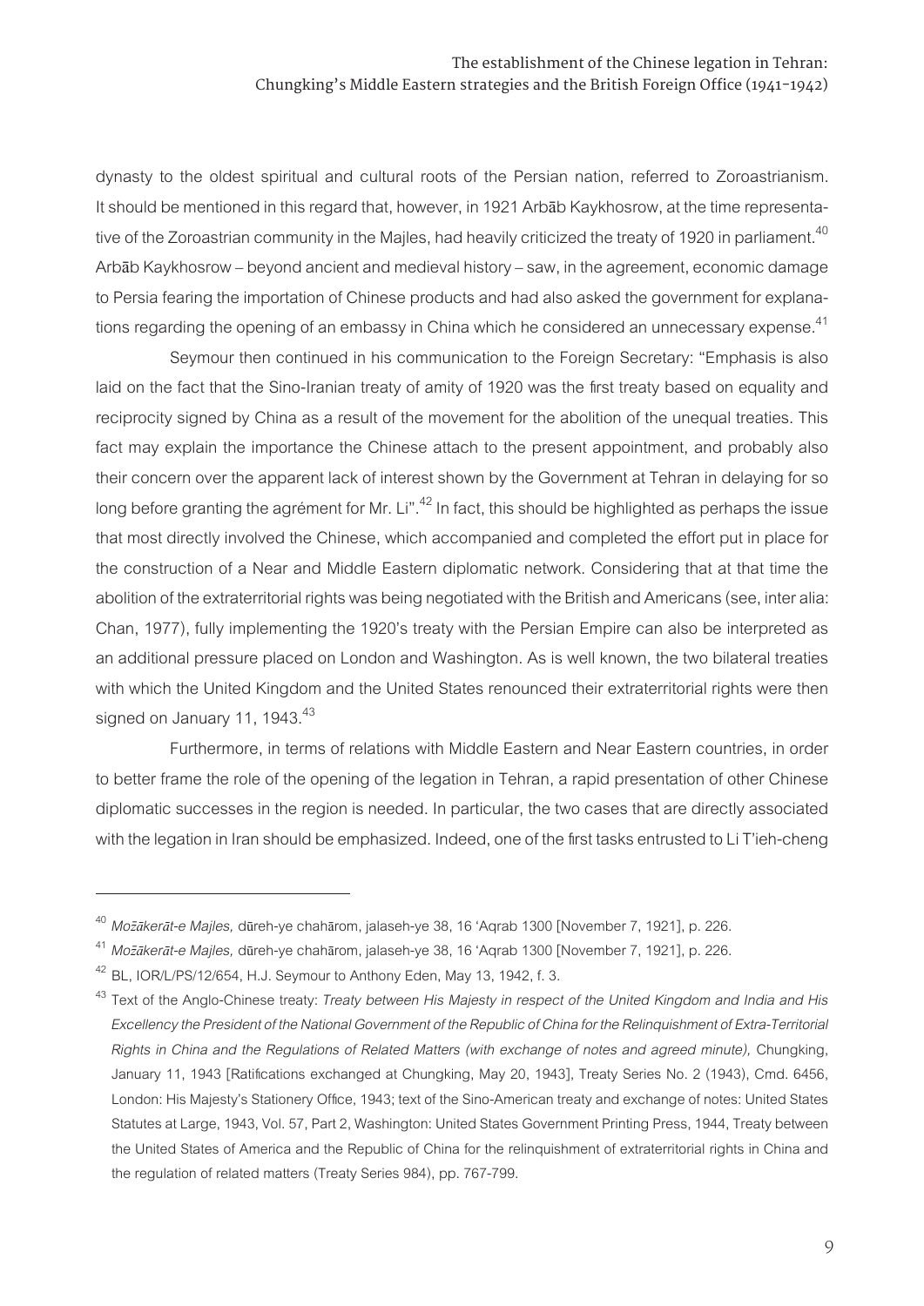dynasty to the oldest spiritual and cultural roots of the Persian nation, referred to Zoroastrianism. It should be mentioned in this regard that, however, in 1921 Arbāb Kaykhosrow, at the time representative of the Zoroastrian community in the Majles, had heavily criticized the treaty of 1920 in parliament.[40] Arbāb Kaykhosrow – beyond ancient and medieval history – saw, in the agreement, economic damage to Persia fearing the importation of Chinese products and had also asked the government for explanations regarding the opening of an embassy in China which he considered an unnecessary expense.[41]

Seymour then continued in his communication to the Foreign Secretary: "Emphasis is also laid on the fact that the Sino-Iranian treaty of amity of 1920 was the first treaty based on equality and reciprocity signed by China as a result of the movement for the abolition of the unequal treaties. This fact may explain the importance the Chinese attach to the present appointment, and probably also their concern over the apparent lack of interest shown by the Government at Tehran in delaying for so long before granting the agrément for Mr. Li".[42] In fact, this should be highlighted as perhaps the issue that most directly involved the Chinese, which accompanied and completed the effort put in place for the construction of a Near and Middle Eastern diplomatic network. Considering that at that time the abolition of the extraterritorial rights was being negotiated with the British and Americans (see, inter alia: Chan, 1977), fully implementing the 1920's treaty with the Persian Empire can also be interpreted as an additional pressure placed on London and Washington. As is well known, the two bilateral treaties with which the United Kingdom and the United States renounced their extraterritorial rights were then signed on January 11, 1943.[43]

Furthermore, in terms of relations with Middle Eastern and Near Eastern countries, in order to better frame the role of the opening of the legation in Tehran, a rapid presentation of other Chinese diplomatic successes in the region is needed. In particular, the two cases that are directly associated with the legation in Iran should be emphasized. Indeed, one of the first tasks entrusted to Li T'ieh-cheng

---

[40] *Mozākerāt-e Majles,* dūreh-ye chahārom, jalaseh-ye 38, 16 'Aqrab 1300 [November 7, 1921], p. 226.

[41] *Mozākerāt-e Majles,* dūreh-ye chahārom, jalaseh-ye 38, 16 'Aqrab 1300 [November 7, 1921], p. 226.

[42] BL, IOR/L/PS/12/654, H.J. Seymour to Anthony Eden, May 13, 1942, f. 3.

[43] Text of the Anglo-Chinese treaty: *Treaty between His Majesty in respect of the United Kingdom and India and His Excellency the President of the National Government of the Republic of China for the Relinquishment of Extra-Territorial Rights in China and the Regulations of Related Matters (with exchange of notes and agreed minute),* Chungking, January 11, 1943 [Ratifications exchanged at Chungking, May 20, 1943], Treaty Series No. 2 (1943), Cmd. 6456, London: His Majesty's Stationery Office, 1943; text of the Sino-American treaty and exchange of notes: United States Statutes at Large, 1943, Vol. 57, Part 2, Washington: United States Government Printing Press, 1944, Treaty between the United States of America and the Republic of China for the relinquishment of extraterritorial rights in China and the regulation of related matters (Treaty Series 984), pp. 767-799.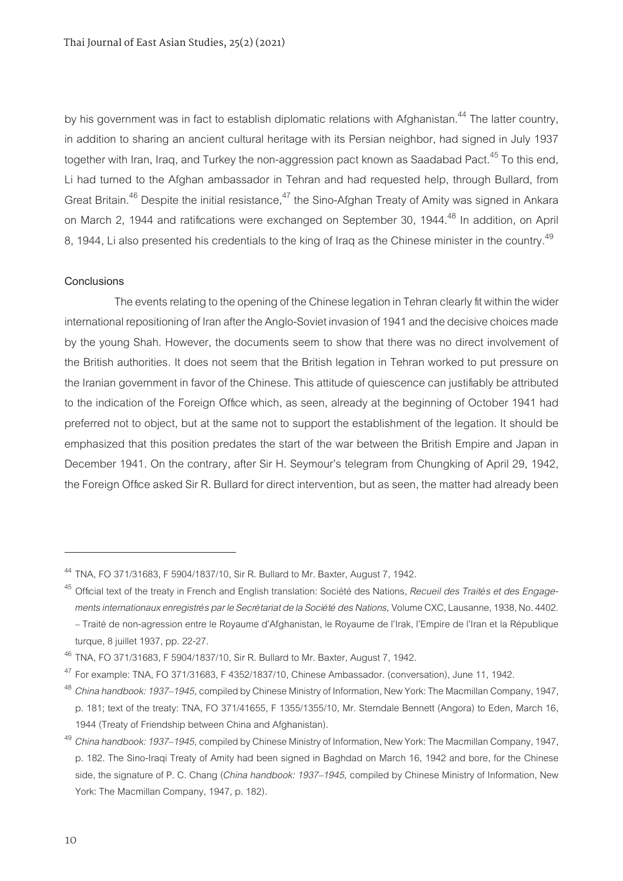by his government was in fact to establish diplomatic relations with Afghanistan.[44] The latter country, in addition to sharing an ancient cultural heritage with its Persian neighbor, had signed in July 1937 together with Iran, Iraq, and Turkey the non-aggression pact known as Saadabad Pact.[45] To this end, Li had turned to the Afghan ambassador in Tehran and had requested help, through Bullard, from Great Britain.[46] Despite the initial resistance,[47] the Sino-Afghan Treaty of Amity was signed in Ankara on March 2, 1944 and ratifications were exchanged on September 30, 1944.[48] In addition, on April 8, 1944, Li also presented his credentials to the king of Iraq as the Chinese minister in the country.[49]

## Conclusions

The events relating to the opening of the Chinese legation in Tehran clearly fit within the wider international repositioning of Iran after the Anglo-Soviet invasion of 1941 and the decisive choices made by the young Shah. However, the documents seem to show that there was no direct involvement of the British authorities. It does not seem that the British legation in Tehran worked to put pressure on the Iranian government in favor of the Chinese. This attitude of quiescence can justifiably be attributed to the indication of the Foreign Office which, as seen, already at the beginning of October 1941 had preferred not to object, but at the same not to support the establishment of the legation. It should be emphasized that this position predates the start of the war between the British Empire and Japan in December 1941. On the contrary, after Sir H. Seymour's telegram from Chungking of April 29, 1942, the Foreign Office asked Sir R. Bullard for direct intervention, but as seen, the matter had already been

---

[44] TNA, FO 371/31683, F 5904/1837/10, Sir R. Bullard to Mr. Baxter, August 7, 1942.

[45] Official text of the treaty in French and English translation: Société des Nations, *Recueil des Traités et des Engagements internationaux enregistrés par le Secrétariat de la Société des Nations,* Volume CXC, Lausanne, 1938, No. 4402. – Traité de non-agression entre le Royaume d'Afghanistan, le Royaume de l'Irak, l'Empire de l'Iran et la République turque, 8 juillet 1937, pp. 22-27.

[46] TNA, FO 371/31683, F 5904/1837/10, Sir R. Bullard to Mr. Baxter, August 7, 1942.

[47] For example: TNA, FO 371/31683, F 4352/1837/10, Chinese Ambassador. (conversation), June 11, 1942.

[48] *China handbook: 1937–1945,* compiled by Chinese Ministry of Information, New York: The Macmillan Company, 1947, p. 181; text of the treaty: TNA, FO 371/41655, F 1355/1355/10, Mr. Sterndale Bennett (Angora) to Eden, March 16, 1944 (Treaty of Friendship between China and Afghanistan).

[49] *China handbook: 1937–1945,* compiled by Chinese Ministry of Information, New York: The Macmillan Company, 1947, p. 182. The Sino-Iraqi Treaty of Amity had been signed in Baghdad on March 16, 1942 and bore, for the Chinese side, the signature of P. C. Chang (*China handbook: 1937–1945,* compiled by Chinese Ministry of Information, New York: The Macmillan Company, 1947, p. 182).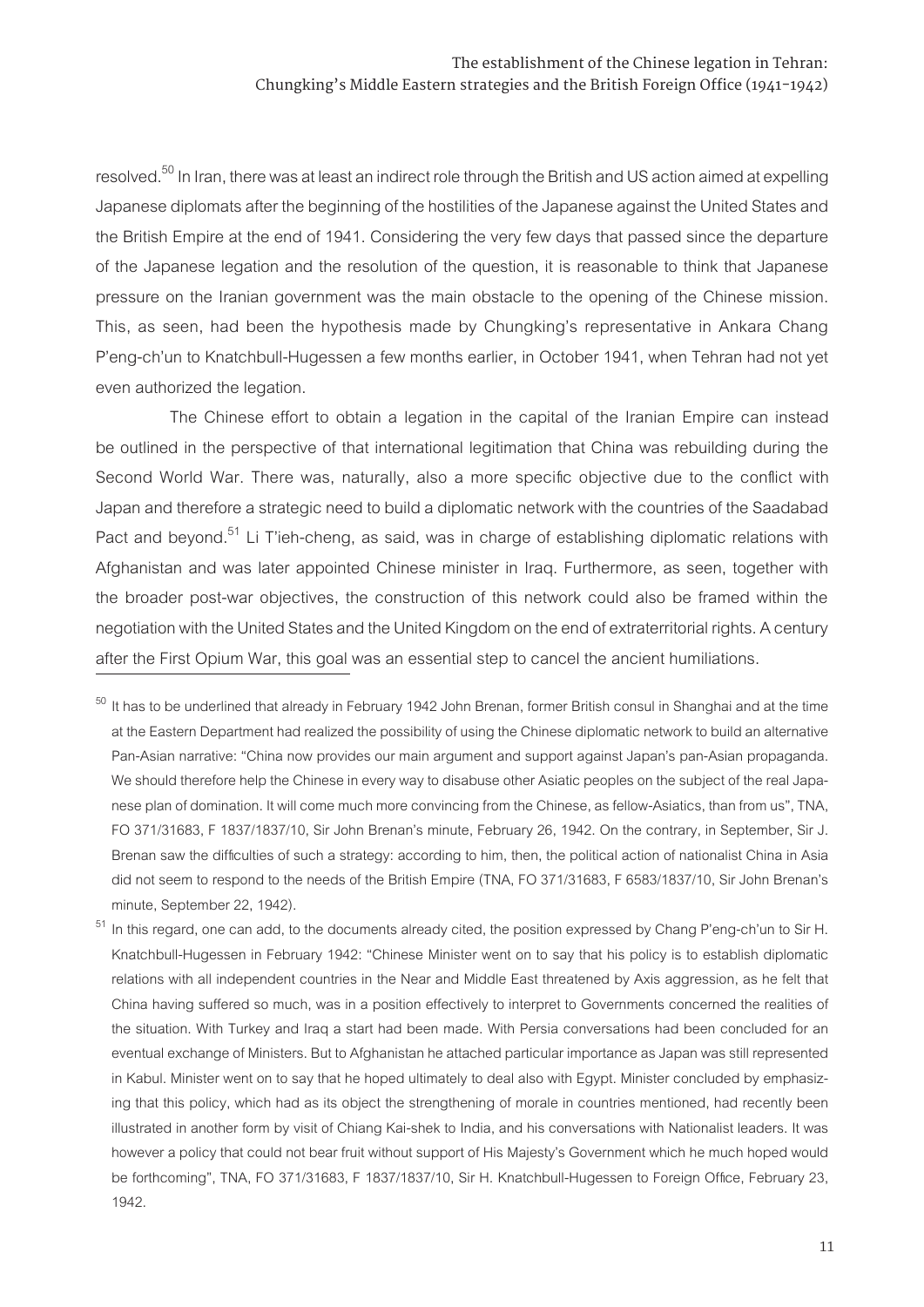resolved.[50] In Iran, there was at least an indirect role through the British and US action aimed at expelling Japanese diplomats after the beginning of the hostilities of the Japanese against the United States and the British Empire at the end of 1941. Considering the very few days that passed since the departure of the Japanese legation and the resolution of the question, it is reasonable to think that Japanese pressure on the Iranian government was the main obstacle to the opening of the Chinese mission. This, as seen, had been the hypothesis made by Chungking's representative in Ankara Chang P'eng-ch'un to Knatchbull-Hugessen a few months earlier, in October 1941, when Tehran had not yet even authorized the legation.

The Chinese effort to obtain a legation in the capital of the Iranian Empire can instead be outlined in the perspective of that international legitimation that China was rebuilding during the Second World War. There was, naturally, also a more specific objective due to the conflict with Japan and therefore a strategic need to build a diplomatic network with the countries of the Saadabad Pact and beyond.[51] Li T'ieh-cheng, as said, was in charge of establishing diplomatic relations with Afghanistan and was later appointed Chinese minister in Iraq. Furthermore, as seen, together with the broader post-war objectives, the construction of this network could also be framed within the negotiation with the United States and the United Kingdom on the end of extraterritorial rights. A century after the First Opium War, this goal was an essential step to cancel the ancient humiliations.

---

[50] It has to be underlined that already in February 1942 John Brenan, former British consul in Shanghai and at the time at the Eastern Department had realized the possibility of using the Chinese diplomatic network to build an alternative Pan-Asian narrative: "China now provides our main argument and support against Japan's pan-Asian propaganda. We should therefore help the Chinese in every way to disabuse other Asiatic peoples on the subject of the real Japanese plan of domination. It will come much more convincing from the Chinese, as fellow-Asiatics, than from us", TNA, FO 371/31683, F 1837/1837/10, Sir John Brenan's minute, February 26, 1942. On the contrary, in September, Sir J. Brenan saw the difficulties of such a strategy: according to him, then, the political action of nationalist China in Asia did not seem to respond to the needs of the British Empire (TNA, FO 371/31683, F 6583/1837/10, Sir John Brenan's minute, September 22, 1942).

[51] In this regard, one can add, to the documents already cited, the position expressed by Chang P'eng-ch'un to Sir H. Knatchbull-Hugessen in February 1942: "Chinese Minister went on to say that his policy is to establish diplomatic relations with all independent countries in the Near and Middle East threatened by Axis aggression, as he felt that China having suffered so much, was in a position effectively to interpret to Governments concerned the realities of the situation. With Turkey and Iraq a start had been made. With Persia conversations had been concluded for an eventual exchange of Ministers. But to Afghanistan he attached particular importance as Japan was still represented in Kabul. Minister went on to say that he hoped ultimately to deal also with Egypt. Minister concluded by emphasizing that this policy, which had as its object the strengthening of morale in countries mentioned, had recently been illustrated in another form by visit of Chiang Kai-shek to India, and his conversations with Nationalist leaders. It was however a policy that could not bear fruit without support of His Majesty's Government which he much hoped would be forthcoming", TNA, FO 371/31683, F 1837/1837/10, Sir H. Knatchbull-Hugessen to Foreign Office, February 23, 1942.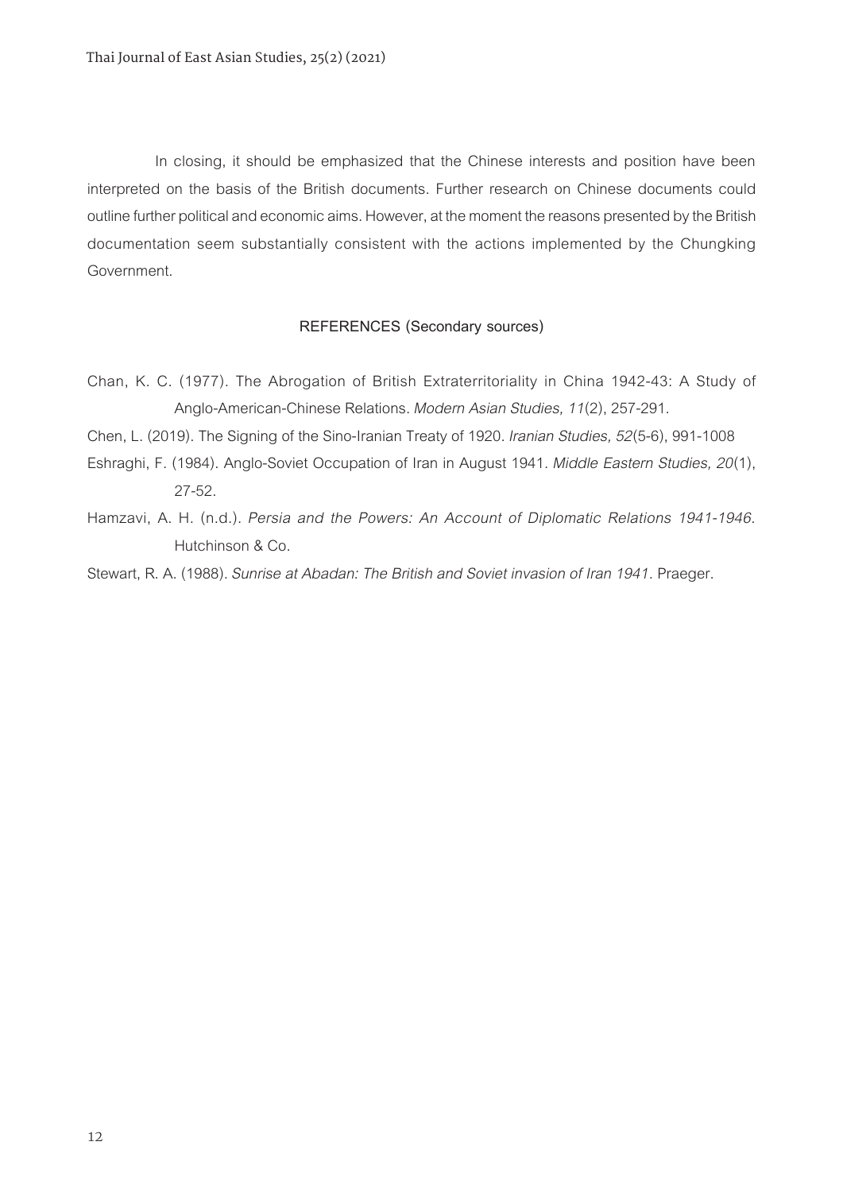In closing, it should be emphasized that the Chinese interests and position have been interpreted on the basis of the British documents. Further research on Chinese documents could outline further political and economic aims. However, at the moment the reasons presented by the British documentation seem substantially consistent with the actions implemented by the Chungking Government.

## REFERENCES (Secondary sources)

Chan, K. C. (1977). The Abrogation of British Extraterritoriality in China 1942-43: A Study of Anglo-American-Chinese Relations. *Modern Asian Studies, 11*(2), 257-291.

Chen, L. (2019). The Signing of the Sino-Iranian Treaty of 1920. *Iranian Studies, 52*(5-6), 991-1008

Eshraghi, F. (1984). Anglo-Soviet Occupation of Iran in August 1941. *Middle Eastern Studies, 20*(1), 27-52.

Hamzavi, A. H. (n.d.). *Persia and the Powers: An Account of Diplomatic Relations 1941-1946*. Hutchinson & Co.

Stewart, R. A. (1988). *Sunrise at Abadan: The British and Soviet invasion of Iran 1941*. Praeger.